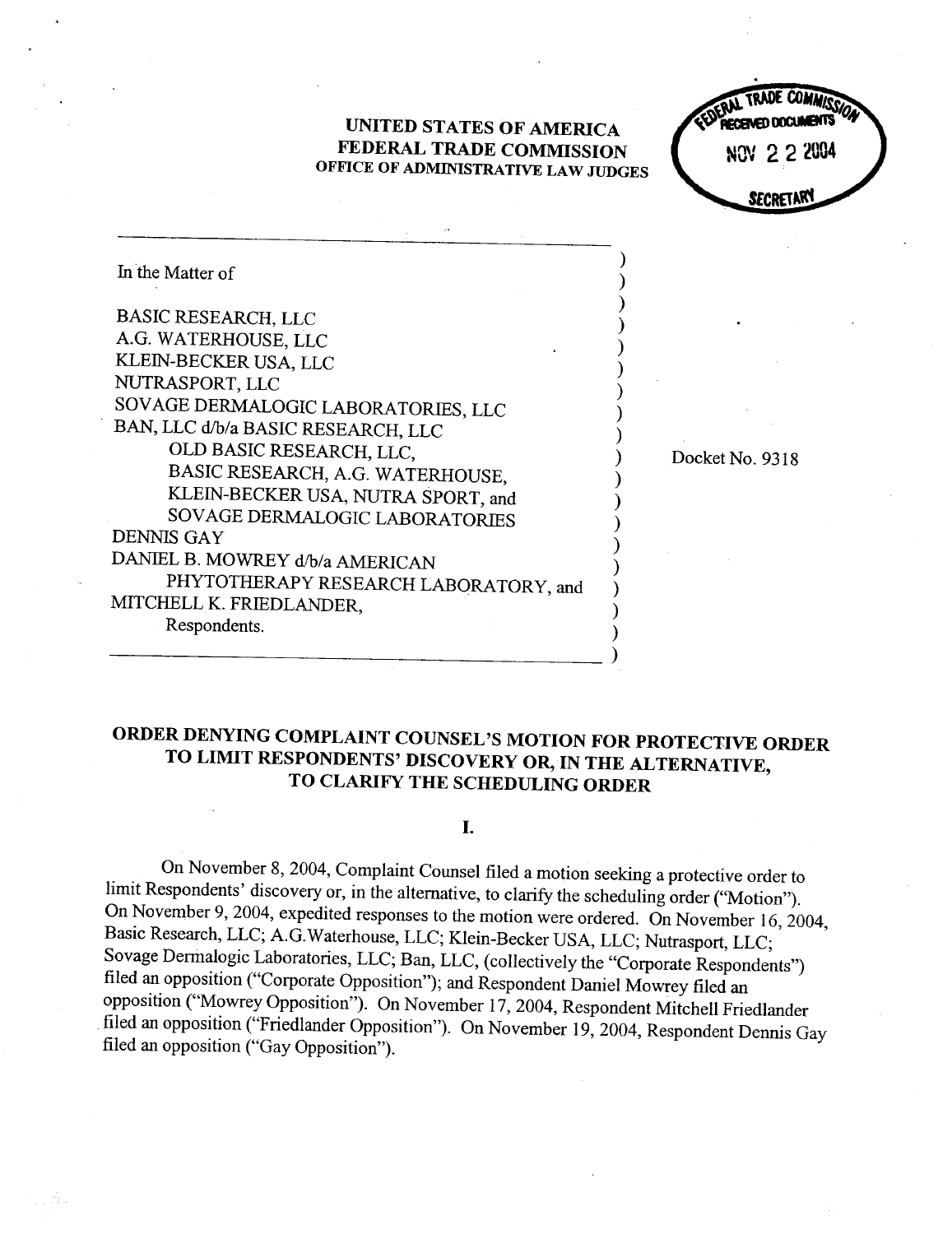**UNITED STATES OF AMERICA**
**FEDERAL TRADE COMMISSION**
**OFFICE OF ADMINISTRATIVE LAW JUDGES**

FEDERAL TRADE COMMISSION
RECEIVED DOCUMENTS
NOV 2 2 2004
SECRETARY

| | |
|---|---|
| In the Matter of<br><br>BASIC RESEARCH, LLC<br>A.G. WATERHOUSE, LLC<br>KLEIN-BECKER USA, LLC<br>NUTRASPORT, LLC<br>SOVAGE DERMALOGIC LABORATORIES, LLC<br>BAN, LLC d/b/a BASIC RESEARCH, LLC<br>OLD BASIC RESEARCH, LLC,<br>BASIC RESEARCH, A.G. WATERHOUSE,<br>KLEIN-BECKER USA, NUTRA SPORT, and<br>SOVAGE DERMALOGIC LABORATORIES<br>DENNIS GAY<br>DANIEL B. MOWREY d/b/a AMERICAN<br>PHYTOTHERAPY RESEARCH LABORATORY, and<br>MITCHELL K. FRIEDLANDER,<br>Respondents. | Docket No. 9318 |

## ORDER DENYING COMPLAINT COUNSEL'S MOTION FOR PROTECTIVE ORDER TO LIMIT RESPONDENTS' DISCOVERY OR, IN THE ALTERNATIVE, TO CLARIFY THE SCHEDULING ORDER

### I.

On November 8, 2004, Complaint Counsel filed a motion seeking a protective order to limit Respondents' discovery or, in the alternative, to clarify the scheduling order ("Motion"). On November 9, 2004, expedited responses to the motion were ordered. On November 16, 2004, Basic Research, LLC; A.G.Waterhouse, LLC; Klein-Becker USA, LLC; Nutrasport, LLC; Sovage Dermalogic Laboratories, LLC; Ban, LLC, (collectively the "Corporate Respondents") filed an opposition ("Corporate Opposition"); and Respondent Daniel Mowrey filed an opposition ("Mowrey Opposition"). On November 17, 2004, Respondent Mitchell Friedlander filed an opposition ("Friedlander Opposition"). On November 19, 2004, Respondent Dennis Gay filed an opposition ("Gay Opposition").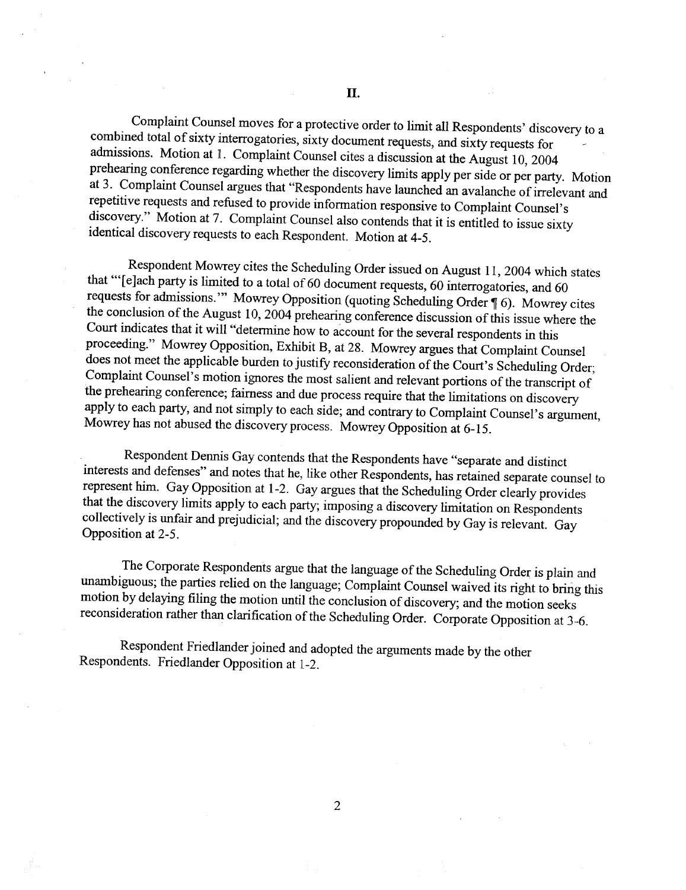## II.

Complaint Counsel moves for a protective order to limit all Respondents' discovery to a combined total of sixty interrogatories, sixty document requests, and sixty requests for admissions. Motion at 1. Complaint Counsel cites a discussion at the August 10, 2004 prehearing conference regarding whether the discovery limits apply per side or per party. Motion at 3. Complaint Counsel argues that "Respondents have launched an avalanche of irrelevant and repetitive requests and refused to provide information responsive to Complaint Counsel's discovery." Motion at 7. Complaint Counsel also contends that it is entitled to issue sixty identical discovery requests to each Respondent. Motion at 4-5.

Respondent Mowrey cites the Scheduling Order issued on August 11, 2004 which states that "'[e]ach party is limited to a total of 60 document requests, 60 interrogatories, and 60 requests for admissions.'" Mowrey Opposition (quoting Scheduling Order ¶ 6). Mowrey cites the conclusion of the August 10, 2004 prehearing conference discussion of this issue where the Court indicates that it will "determine how to account for the several respondents in this proceeding." Mowrey Opposition, Exhibit B, at 28. Mowrey argues that Complaint Counsel does not meet the applicable burden to justify reconsideration of the Court's Scheduling Order; Complaint Counsel's motion ignores the most salient and relevant portions of the transcript of the prehearing conference; fairness and due process require that the limitations on discovery apply to each party, and not simply to each side; and contrary to Complaint Counsel's argument, Mowrey has not abused the discovery process. Mowrey Opposition at 6-15.

Respondent Dennis Gay contends that the Respondents have "separate and distinct interests and defenses" and notes that he, like other Respondents, has retained separate counsel to represent him. Gay Opposition at 1-2. Gay argues that the Scheduling Order clearly provides that the discovery limits apply to each party; imposing a discovery limitation on Respondents collectively is unfair and prejudicial; and the discovery propounded by Gay is relevant. Gay Opposition at 2-5.

The Corporate Respondents argue that the language of the Scheduling Order is plain and unambiguous; the parties relied on the language; Complaint Counsel waived its right to bring this motion by delaying filing the motion until the conclusion of discovery; and the motion seeks reconsideration rather than clarification of the Scheduling Order. Corporate Opposition at 3-6.

Respondent Friedlander joined and adopted the arguments made by the other Respondents. Friedlander Opposition at 1-2.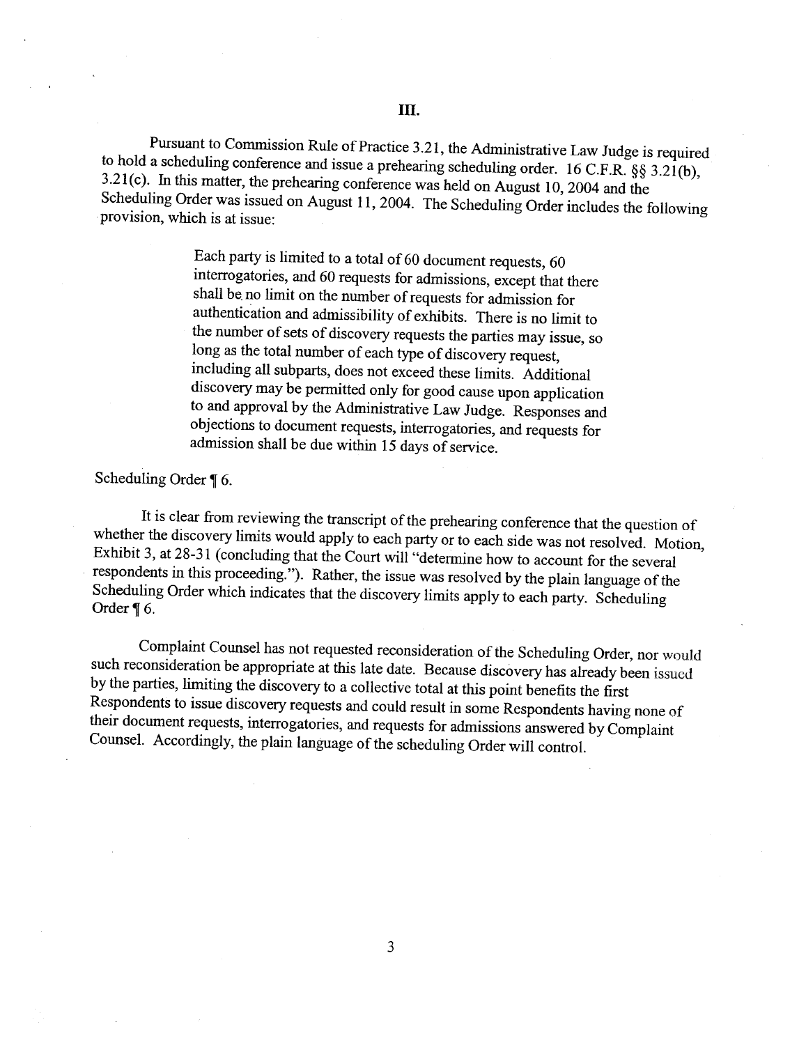## III.

Pursuant to Commission Rule of Practice 3.21, the Administrative Law Judge is required to hold a scheduling conference and issue a prehearing scheduling order. 16 C.F.R. §§ 3.21(b), 3.21(c). In this matter, the prehearing conference was held on August 10, 2004 and the Scheduling Order was issued on August 11, 2004. The Scheduling Order includes the following provision, which is at issue:

> Each party is limited to a total of 60 document requests, 60 interrogatories, and 60 requests for admissions, except that there shall be no limit on the number of requests for admission for authentication and admissibility of exhibits. There is no limit to the number of sets of discovery requests the parties may issue, so long as the total number of each type of discovery request, including all subparts, does not exceed these limits. Additional discovery may be permitted only for good cause upon application to and approval by the Administrative Law Judge. Responses and objections to document requests, interrogatories, and requests for admission shall be due within 15 days of service.

Scheduling Order ¶ 6.

It is clear from reviewing the transcript of the prehearing conference that the question of whether the discovery limits would apply to each party or to each side was not resolved. Motion, Exhibit 3, at 28-31 (concluding that the Court will "determine how to account for the several respondents in this proceeding."). Rather, the issue was resolved by the plain language of the Scheduling Order which indicates that the discovery limits apply to each party. Scheduling Order ¶ 6.

Complaint Counsel has not requested reconsideration of the Scheduling Order, nor would such reconsideration be appropriate at this late date. Because discovery has already been issued by the parties, limiting the discovery to a collective total at this point benefits the first Respondents to issue discovery requests and could result in some Respondents having none of their document requests, interrogatories, and requests for admissions answered by Complaint Counsel. Accordingly, the plain language of the scheduling Order will control.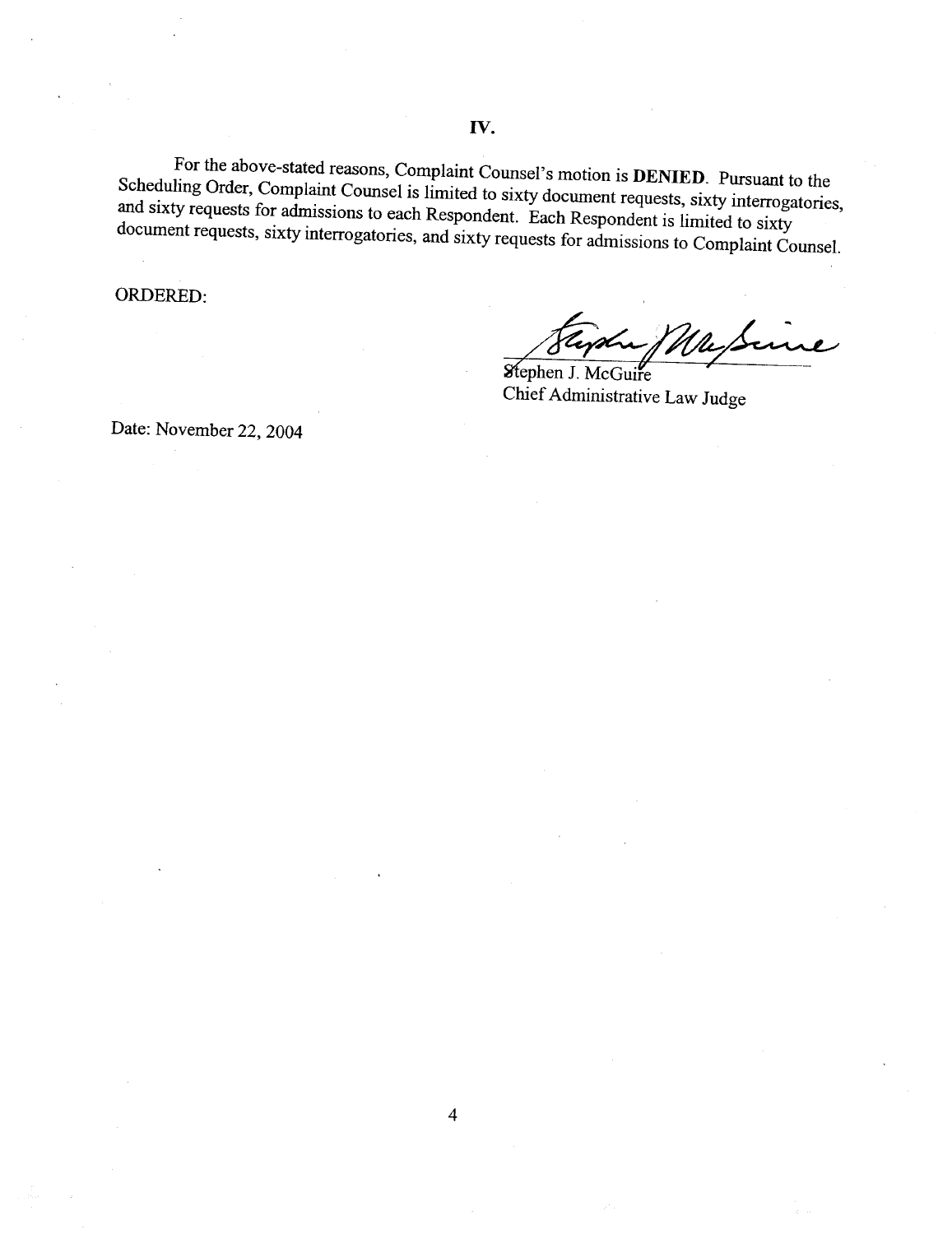## IV.

For the above-stated reasons, Complaint Counsel's motion is **DENIED**. Pursuant to the Scheduling Order, Complaint Counsel is limited to sixty document requests, sixty interrogatories, and sixty requests for admissions to each Respondent. Each Respondent is limited to sixty document requests, sixty interrogatories, and sixty requests for admissions to Complaint Counsel.

ORDERED:

Stephen J. McGuire
Chief Administrative Law Judge

Date: November 22, 2004